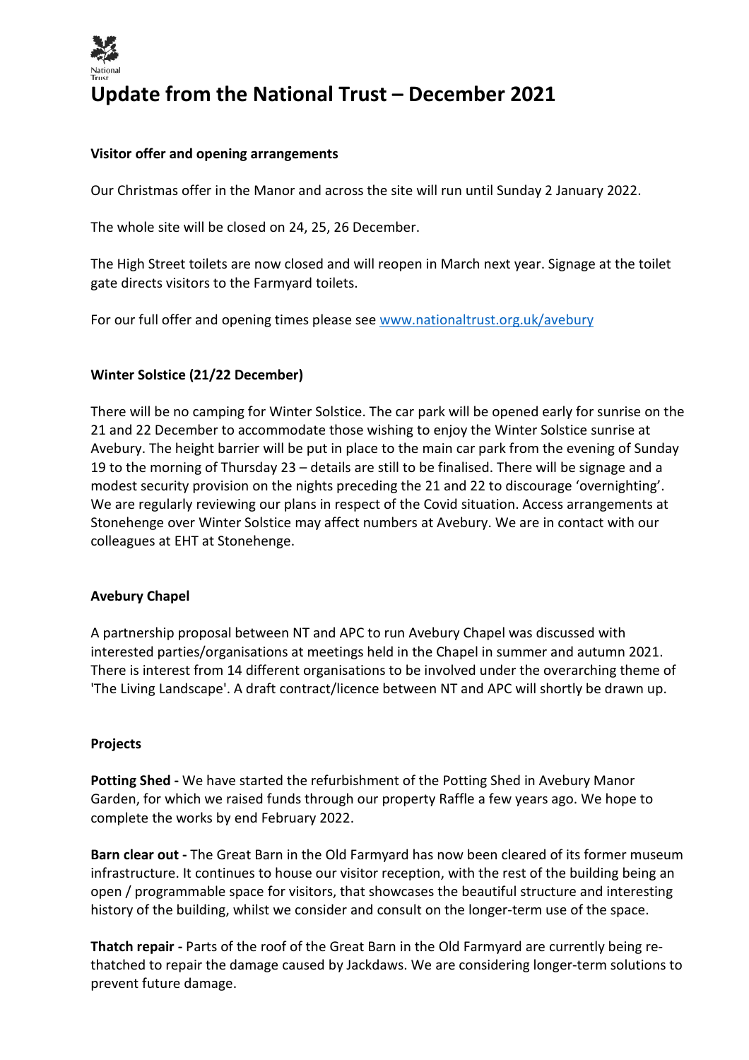# Update from the National Trust – December 2021

**Visitor offer and opening arrangements**

Our Christmas offer in the Manor and across the site will run until Sunday 2 January 2022.

The whole site will be closed on 24, 25, 26 December.

The High Street toilets are now closed and will reopen in March next year. Signage at the toilet gate directs visitors to the Farmyard toilets.

For our full offer and opening times please see www.nationaltrust.org.uk/avebury

**Winter Solstice (21/22 December)**

There will be no camping for Winter Solstice. The car park will be opened early for sunrise on the 21 and 22 December to accommodate those wishing to enjoy the Winter Solstice sunrise at Avebury. The height barrier will be put in place to the main car park from the evening of Sunday 19 to the morning of Thursday 23 – details are still to be finalised. There will be signage and a modest security provision on the nights preceding the 21 and 22 to discourage 'overnighting'. We are regularly reviewing our plans in respect of the Covid situation. Access arrangements at Stonehenge over Winter Solstice may affect numbers at Avebury. We are in contact with our colleagues at EHT at Stonehenge.

**Avebury Chapel**

A partnership proposal between NT and APC to run Avebury Chapel was discussed with interested parties/organisations at meetings held in the Chapel in summer and autumn 2021. There is interest from 14 different organisations to be involved under the overarching theme of 'The Living Landscape'. A draft contract/licence between NT and APC will shortly be drawn up.

**Projects**

**Potting Shed -** We have started the refurbishment of the Potting Shed in Avebury Manor Garden, for which we raised funds through our property Raffle a few years ago. We hope to complete the works by end February 2022.

**Barn clear out -** The Great Barn in the Old Farmyard has now been cleared of its former museum infrastructure. It continues to house our visitor reception, with the rest of the building being an open / programmable space for visitors, that showcases the beautiful structure and interesting history of the building, whilst we consider and consult on the longer-term use of the space.

**Thatch repair -** Parts of the roof of the Great Barn in the Old Farmyard are currently being re-thatched to repair the damage caused by Jackdaws. We are considering longer-term solutions to prevent future damage.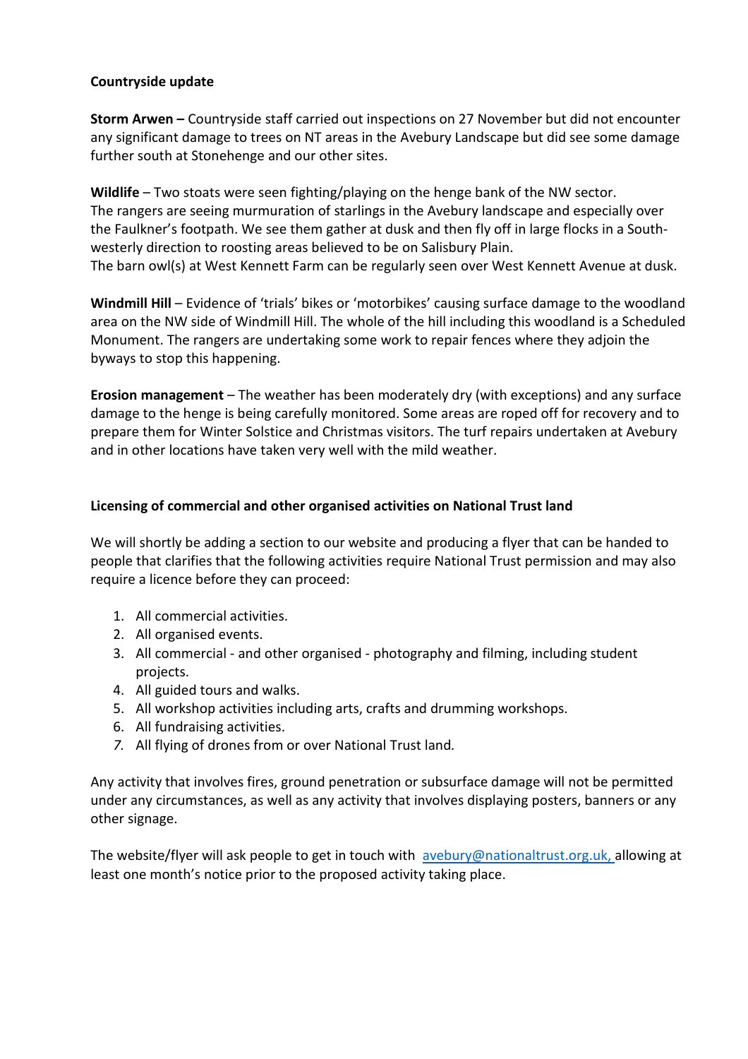**Countryside update**

**Storm Arwen –** Countryside staff carried out inspections on 27 November but did not encounter any significant damage to trees on NT areas in the Avebury Landscape but did see some damage further south at Stonehenge and our other sites.

**Wildlife** – Two stoats were seen fighting/playing on the henge bank of the NW sector. The rangers are seeing murmuration of starlings in the Avebury landscape and especially over the Faulkner's footpath. We see them gather at dusk and then fly off in large flocks in a South-westerly direction to roosting areas believed to be on Salisbury Plain.
The barn owl(s) at West Kennett Farm can be regularly seen over West Kennett Avenue at dusk.

**Windmill Hill** – Evidence of 'trials' bikes or 'motorbikes' causing surface damage to the woodland area on the NW side of Windmill Hill. The whole of the hill including this woodland is a Scheduled Monument. The rangers are undertaking some work to repair fences where they adjoin the byways to stop this happening.

**Erosion management** – The weather has been moderately dry (with exceptions) and any surface damage to the henge is being carefully monitored. Some areas are roped off for recovery and to prepare them for Winter Solstice and Christmas visitors. The turf repairs undertaken at Avebury and in other locations have taken very well with the mild weather.

**Licensing of commercial and other organised activities on National Trust land**

We will shortly be adding a section to our website and producing a flyer that can be handed to people that clarifies that the following activities require National Trust permission and may also require a licence before they can proceed:

1. All commercial activities.
2. All organised events.
3. All commercial - and other organised - photography and filming, including student projects.
4. All guided tours and walks.
5. All workshop activities including arts, crafts and drumming workshops.
6. All fundraising activities.
7. All flying of drones from or over National Trust land.

Any activity that involves fires, ground penetration or subsurface damage will not be permitted under any circumstances, as well as any activity that involves displaying posters, banners or any other signage.

The website/flyer will ask people to get in touch with avebury@nationaltrust.org.uk, allowing at least one month's notice prior to the proposed activity taking place.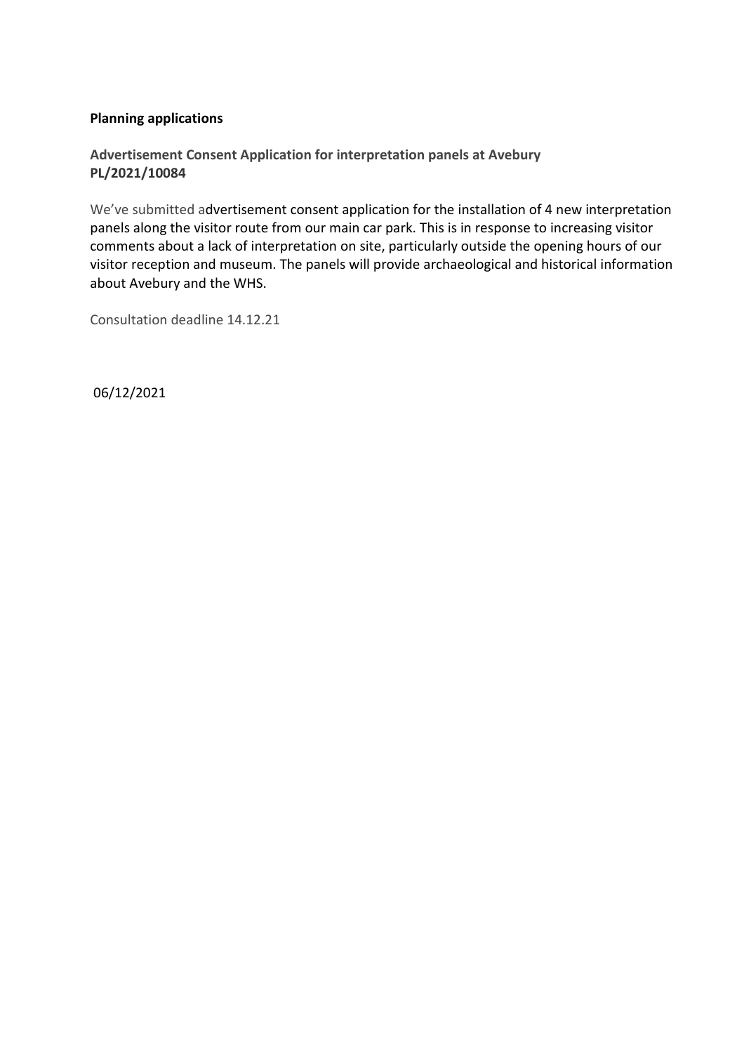**Planning applications**

**Advertisement Consent Application for interpretation panels at Avebury PL/2021/10084**

We've submitted advertisement consent application for the installation of 4 new interpretation panels along the visitor route from our main car park. This is in response to increasing visitor comments about a lack of interpretation on site, particularly outside the opening hours of our visitor reception and museum. The panels will provide archaeological and historical information about Avebury and the WHS.

Consultation deadline 14.12.21

06/12/2021